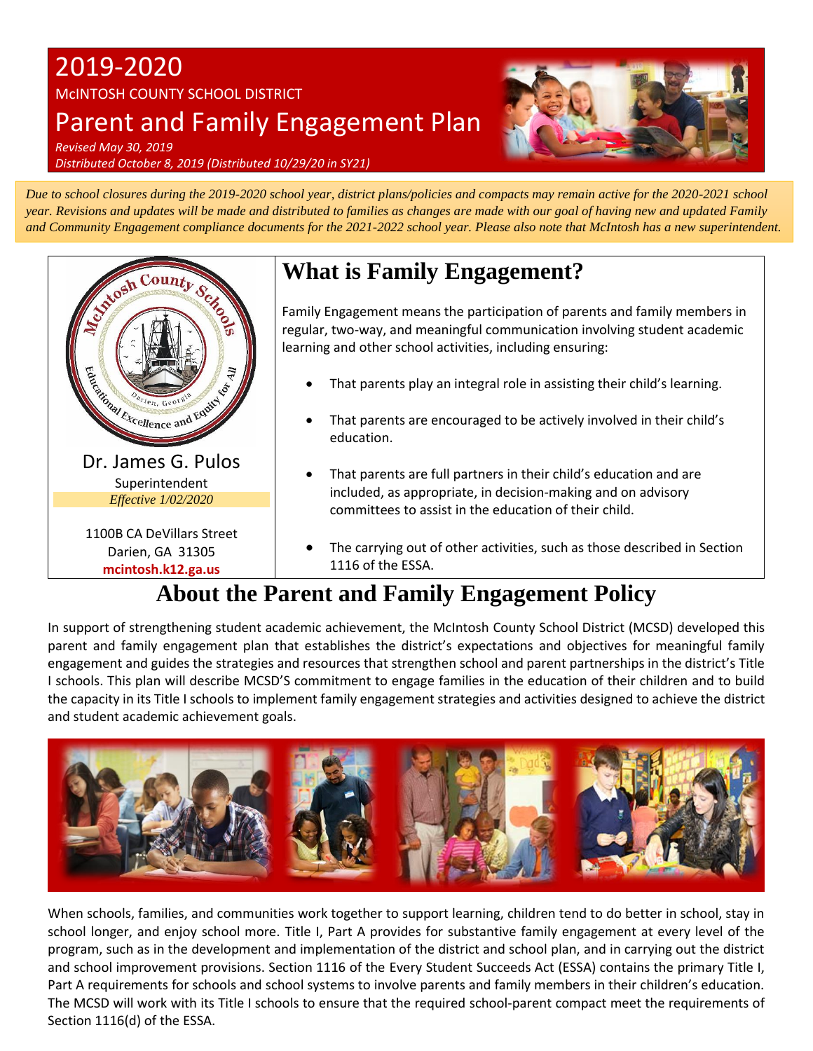# 2019-2020

McINTOSH COUNTY SCHOOL DISTRICT

# Parent and Family Engagement Plan

*Revised May 30, 2019*
*Distributed October 8, 2019 (Distributed 10/29/20 in SY21)*

*Due to school closures during the 2019-2020 school year, district plans/policies and compacts may remain active for the 2020-2021 school year. Revisions and updates will be made and distributed to families as changes are made with our goal of having new and updated Family and Community Engagement compliance documents for the 2021-2022 school year. Please also note that McIntosh has a new superintendent.*

Dr. James G. Pulos
Superintendent
*Effective 1/02/2020*

1100B CA DeVillars Street
Darien, GA 31305
**mcintosh.k12.ga.us**

## What is Family Engagement?

Family Engagement means the participation of parents and family members in regular, two-way, and meaningful communication involving student academic learning and other school activities, including ensuring:

- That parents play an integral role in assisting their child's learning.
- That parents are encouraged to be actively involved in their child's education.
- That parents are full partners in their child's education and are included, as appropriate, in decision-making and on advisory committees to assist in the education of their child.
- The carrying out of other activities, such as those described in Section 1116 of the ESSA.

## About the Parent and Family Engagement Policy

In support of strengthening student academic achievement, the McIntosh County School District (MCSD) developed this parent and family engagement plan that establishes the district's expectations and objectives for meaningful family engagement and guides the strategies and resources that strengthen school and parent partnerships in the district's Title I schools. This plan will describe MCSD'S commitment to engage families in the education of their children and to build the capacity in its Title I schools to implement family engagement strategies and activities designed to achieve the district and student academic achievement goals.

When schools, families, and communities work together to support learning, children tend to do better in school, stay in school longer, and enjoy school more. Title I, Part A provides for substantive family engagement at every level of the program, such as in the development and implementation of the district and school plan, and in carrying out the district and school improvement provisions. Section 1116 of the Every Student Succeeds Act (ESSA) contains the primary Title I, Part A requirements for schools and school systems to involve parents and family members in their children's education. The MCSD will work with its Title I schools to ensure that the required school-parent compact meet the requirements of Section 1116(d) of the ESSA.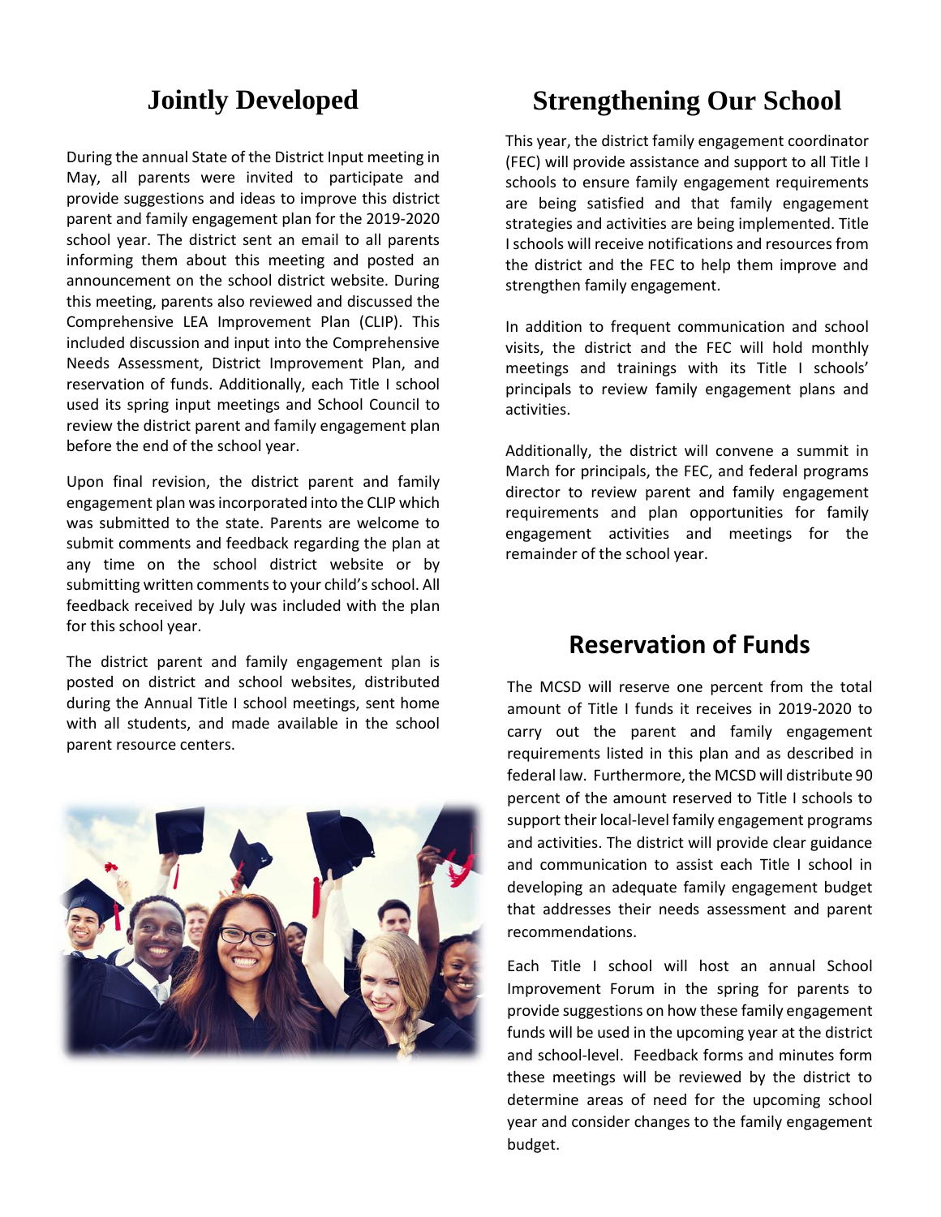## Jointly Developed

During the annual State of the District Input meeting in May, all parents were invited to participate and provide suggestions and ideas to improve this district parent and family engagement plan for the 2019-2020 school year. The district sent an email to all parents informing them about this meeting and posted an announcement on the school district website. During this meeting, parents also reviewed and discussed the Comprehensive LEA Improvement Plan (CLIP). This included discussion and input into the Comprehensive Needs Assessment, District Improvement Plan, and reservation of funds. Additionally, each Title I school used its spring input meetings and School Council to review the district parent and family engagement plan before the end of the school year.

Upon final revision, the district parent and family engagement plan was incorporated into the CLIP which was submitted to the state. Parents are welcome to submit comments and feedback regarding the plan at any time on the school district website or by submitting written comments to your child's school. All feedback received by July was included with the plan for this school year.

The district parent and family engagement plan is posted on district and school websites, distributed during the Annual Title I school meetings, sent home with all students, and made available in the school parent resource centers.

## Strengthening Our School

This year, the district family engagement coordinator (FEC) will provide assistance and support to all Title I schools to ensure family engagement requirements are being satisfied and that family engagement strategies and activities are being implemented. Title I schools will receive notifications and resources from the district and the FEC to help them improve and strengthen family engagement.

In addition to frequent communication and school visits, the district and the FEC will hold monthly meetings and trainings with its Title I schools' principals to review family engagement plans and activities.

Additionally, the district will convene a summit in March for principals, the FEC, and federal programs director to review parent and family engagement requirements and plan opportunities for family engagement activities and meetings for the remainder of the school year.

## Reservation of Funds

The MCSD will reserve one percent from the total amount of Title I funds it receives in 2019-2020 to carry out the parent and family engagement requirements listed in this plan and as described in federal law. Furthermore, the MCSD will distribute 90 percent of the amount reserved to Title I schools to support their local-level family engagement programs and activities. The district will provide clear guidance and communication to assist each Title I school in developing an adequate family engagement budget that addresses their needs assessment and parent recommendations.

Each Title I school will host an annual School Improvement Forum in the spring for parents to provide suggestions on how these family engagement funds will be used in the upcoming year at the district and school-level. Feedback forms and minutes form these meetings will be reviewed by the district to determine areas of need for the upcoming school year and consider changes to the family engagement budget.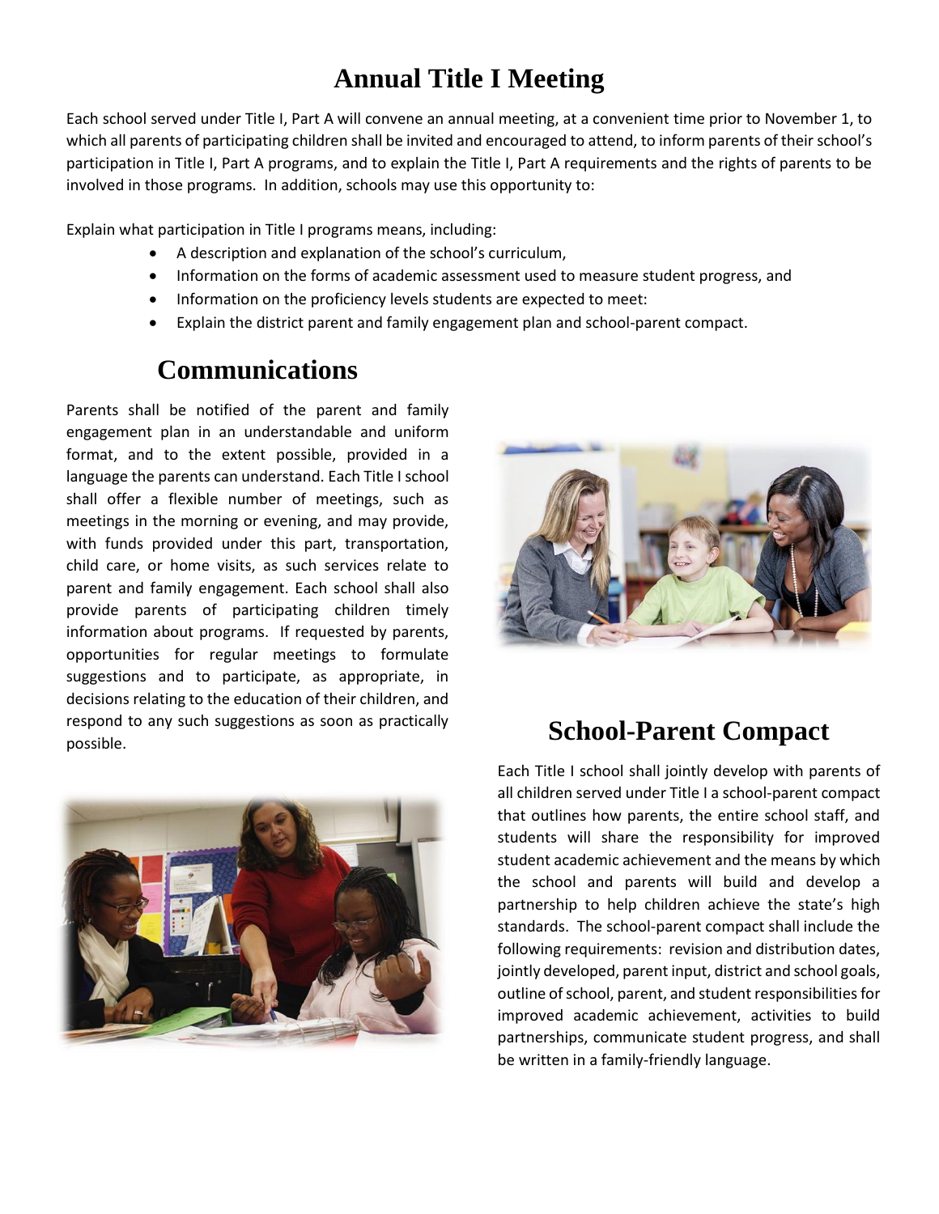# Annual Title I Meeting

Each school served under Title I, Part A will convene an annual meeting, at a convenient time prior to November 1, to which all parents of participating children shall be invited and encouraged to attend, to inform parents of their school's participation in Title I, Part A programs, and to explain the Title I, Part A requirements and the rights of parents to be involved in those programs. In addition, schools may use this opportunity to:

Explain what participation in Title I programs means, including:

- A description and explanation of the school's curriculum,
- Information on the forms of academic assessment used to measure student progress, and
- Information on the proficiency levels students are expected to meet:
- Explain the district parent and family engagement plan and school-parent compact.

# Communications

Parents shall be notified of the parent and family engagement plan in an understandable and uniform format, and to the extent possible, provided in a language the parents can understand. Each Title I school shall offer a flexible number of meetings, such as meetings in the morning or evening, and may provide, with funds provided under this part, transportation, child care, or home visits, as such services relate to parent and family engagement. Each school shall also provide parents of participating children timely information about programs. If requested by parents, opportunities for regular meetings to formulate suggestions and to participate, as appropriate, in decisions relating to the education of their children, and respond to any such suggestions as soon as practically possible.

# School-Parent Compact

Each Title I school shall jointly develop with parents of all children served under Title I a school-parent compact that outlines how parents, the entire school staff, and students will share the responsibility for improved student academic achievement and the means by which the school and parents will build and develop a partnership to help children achieve the state's high standards. The school-parent compact shall include the following requirements: revision and distribution dates, jointly developed, parent input, district and school goals, outline of school, parent, and student responsibilities for improved academic achievement, activities to build partnerships, communicate student progress, and shall be written in a family-friendly language.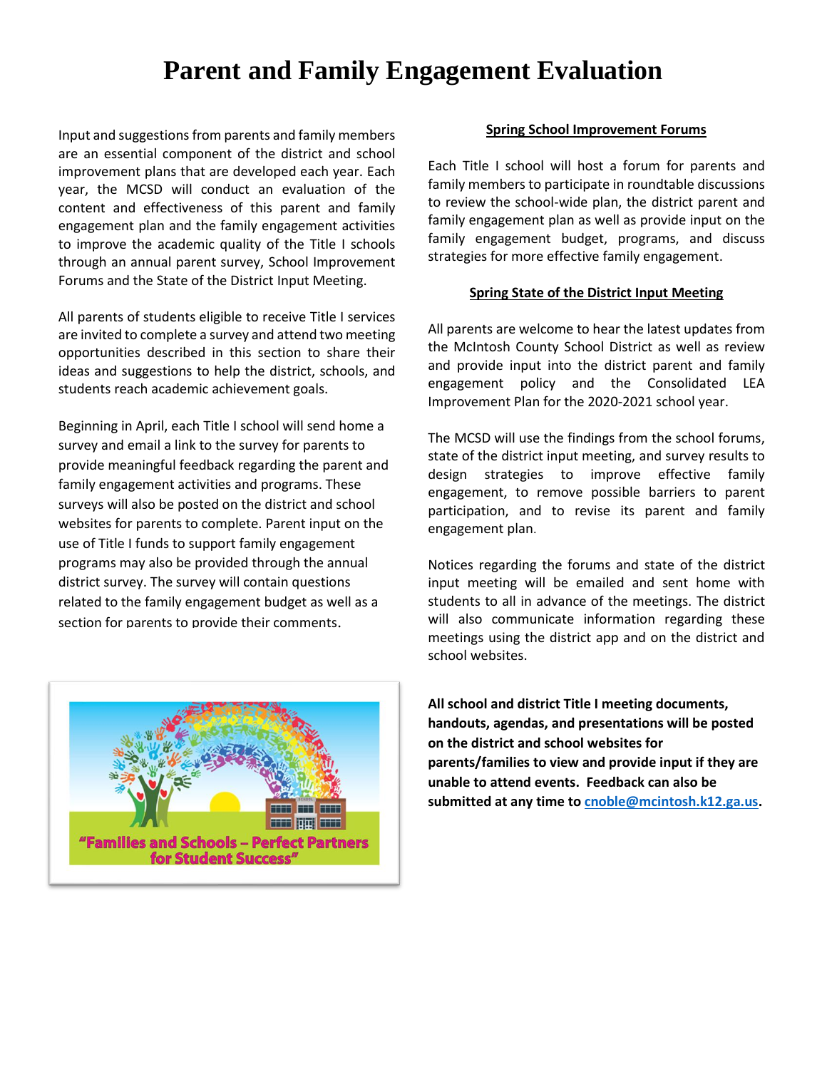# Parent and Family Engagement Evaluation

Input and suggestions from parents and family members are an essential component of the district and school improvement plans that are developed each year. Each year, the MCSD will conduct an evaluation of the content and effectiveness of this parent and family engagement plan and the family engagement activities to improve the academic quality of the Title I schools through an annual parent survey, School Improvement Forums and the State of the District Input Meeting.

All parents of students eligible to receive Title I services are invited to complete a survey and attend two meeting opportunities described in this section to share their ideas and suggestions to help the district, schools, and students reach academic achievement goals.

Beginning in April, each Title I school will send home a survey and email a link to the survey for parents to provide meaningful feedback regarding the parent and family engagement activities and programs. These surveys will also be posted on the district and school websites for parents to complete. Parent input on the use of Title I funds to support family engagement programs may also be provided through the annual district survey. The survey will contain questions related to the family engagement budget as well as a section for parents to provide their comments.

"Families and Schools – Perfect Partners for Student Success"

## Spring School Improvement Forums

Each Title I school will host a forum for parents and family members to participate in roundtable discussions to review the school-wide plan, the district parent and family engagement plan as well as provide input on the family engagement budget, programs, and discuss strategies for more effective family engagement.

## Spring State of the District Input Meeting

All parents are welcome to hear the latest updates from the McIntosh County School District as well as review and provide input into the district parent and family engagement policy and the Consolidated LEA Improvement Plan for the 2020-2021 school year.

The MCSD will use the findings from the school forums, state of the district input meeting, and survey results to design strategies to improve effective family engagement, to remove possible barriers to parent participation, and to revise its parent and family engagement plan.

Notices regarding the forums and state of the district input meeting will be emailed and sent home with students to all in advance of the meetings. The district will also communicate information regarding these meetings using the district app and on the district and school websites.

**All school and district Title I meeting documents, handouts, agendas, and presentations will be posted on the district and school websites for parents/families to view and provide input if they are unable to attend events. Feedback can also be submitted at any time to cnoble@mcintosh.k12.ga.us.**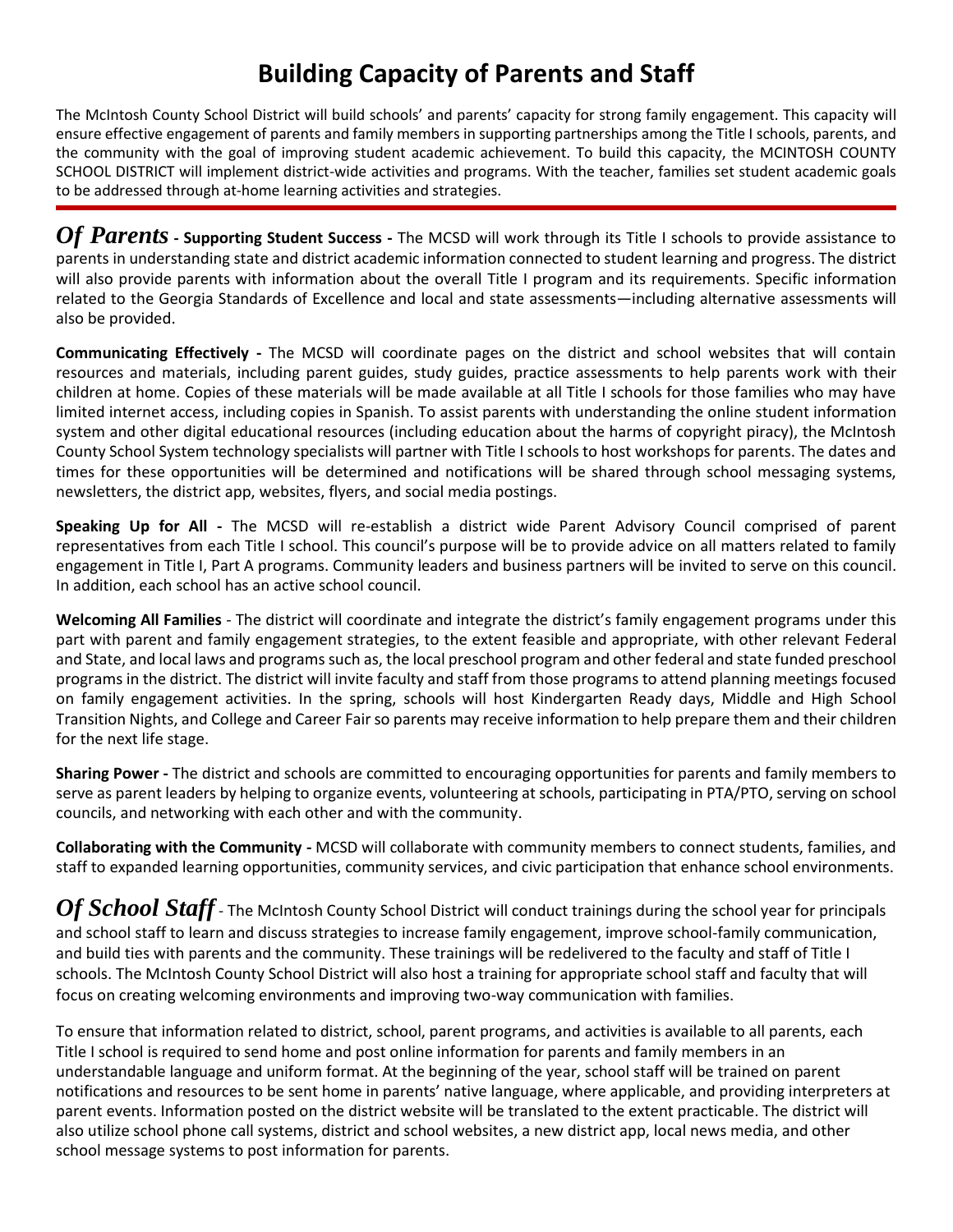# Building Capacity of Parents and Staff

The McIntosh County School District will build schools' and parents' capacity for strong family engagement. This capacity will ensure effective engagement of parents and family members in supporting partnerships among the Title I schools, parents, and the community with the goal of improving student academic achievement. To build this capacity, the MCINTOSH COUNTY SCHOOL DISTRICT will implement district-wide activities and programs. With the teacher, families set student academic goals to be addressed through at-home learning activities and strategies.

---

***Of Parents*** **- Supporting Student Success -** The MCSD will work through its Title I schools to provide assistance to parents in understanding state and district academic information connected to student learning and progress. The district will also provide parents with information about the overall Title I program and its requirements. Specific information related to the Georgia Standards of Excellence and local and state assessments—including alternative assessments will also be provided.

**Communicating Effectively -** The MCSD will coordinate pages on the district and school websites that will contain resources and materials, including parent guides, study guides, practice assessments to help parents work with their children at home. Copies of these materials will be made available at all Title I schools for those families who may have limited internet access, including copies in Spanish. To assist parents with understanding the online student information system and other digital educational resources (including education about the harms of copyright piracy), the McIntosh County School System technology specialists will partner with Title I schools to host workshops for parents. The dates and times for these opportunities will be determined and notifications will be shared through school messaging systems, newsletters, the district app, websites, flyers, and social media postings.

**Speaking Up for All -** The MCSD will re-establish a district wide Parent Advisory Council comprised of parent representatives from each Title I school. This council's purpose will be to provide advice on all matters related to family engagement in Title I, Part A programs. Community leaders and business partners will be invited to serve on this council. In addition, each school has an active school council.

**Welcoming All Families** - The district will coordinate and integrate the district's family engagement programs under this part with parent and family engagement strategies, to the extent feasible and appropriate, with other relevant Federal and State, and local laws and programs such as, the local preschool program and other federal and state funded preschool programs in the district. The district will invite faculty and staff from those programs to attend planning meetings focused on family engagement activities. In the spring, schools will host Kindergarten Ready days, Middle and High School Transition Nights, and College and Career Fair so parents may receive information to help prepare them and their children for the next life stage.

**Sharing Power -** The district and schools are committed to encouraging opportunities for parents and family members to serve as parent leaders by helping to organize events, volunteering at schools, participating in PTA/PTO, serving on school councils, and networking with each other and with the community.

**Collaborating with the Community -** MCSD will collaborate with community members to connect students, families, and staff to expanded learning opportunities, community services, and civic participation that enhance school environments.

***Of School Staff*** - The McIntosh County School District will conduct trainings during the school year for principals and school staff to learn and discuss strategies to increase family engagement, improve school-family communication, and build ties with parents and the community. These trainings will be redelivered to the faculty and staff of Title I schools. The McIntosh County School District will also host a training for appropriate school staff and faculty that will focus on creating welcoming environments and improving two-way communication with families.

To ensure that information related to district, school, parent programs, and activities is available to all parents, each Title I school is required to send home and post online information for parents and family members in an understandable language and uniform format. At the beginning of the year, school staff will be trained on parent notifications and resources to be sent home in parents' native language, where applicable, and providing interpreters at parent events. Information posted on the district website will be translated to the extent practicable. The district will also utilize school phone call systems, district and school websites, a new district app, local news media, and other school message systems to post information for parents.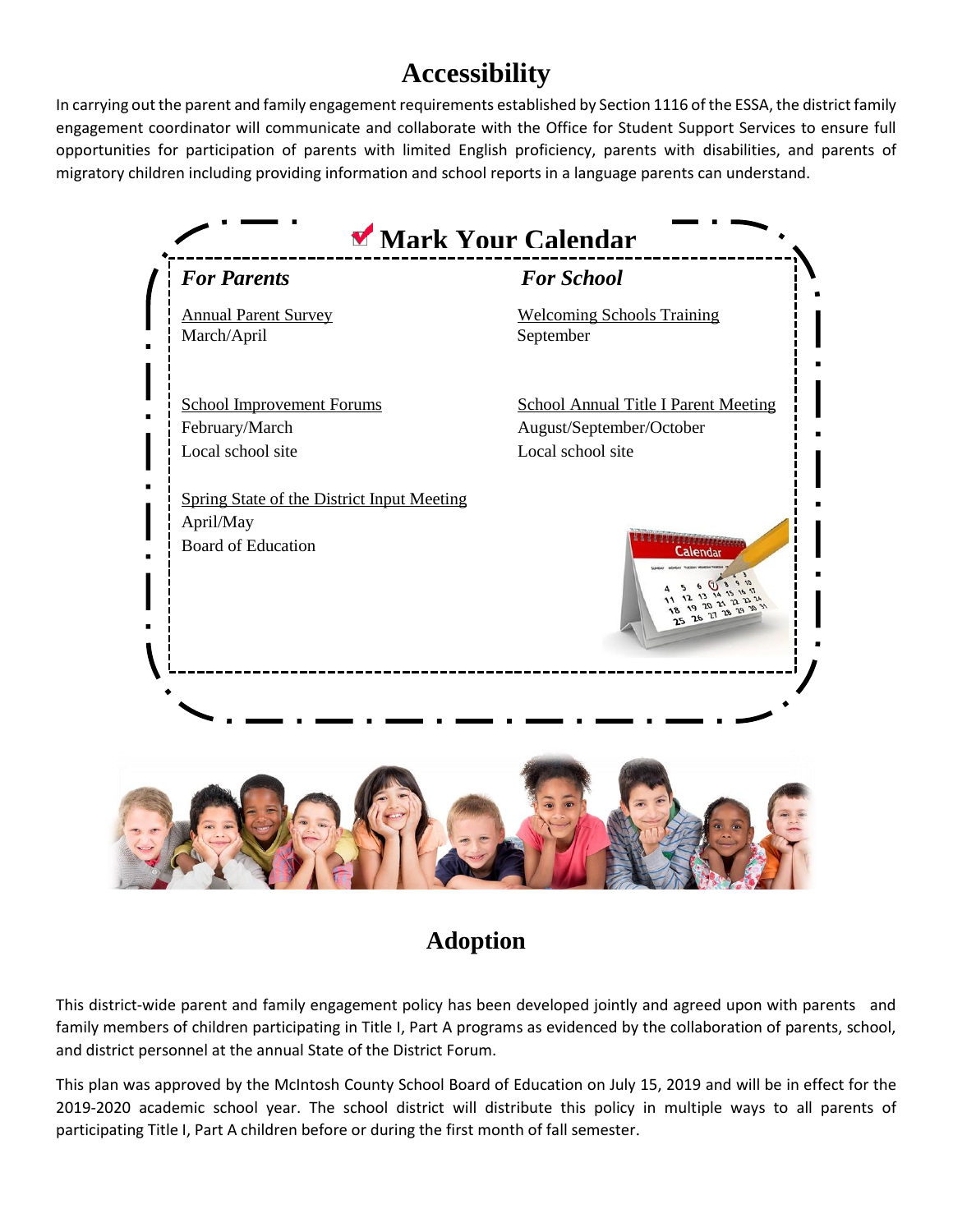## Accessibility

In carrying out the parent and family engagement requirements established by Section 1116 of the ESSA, the district family engagement coordinator will communicate and collaborate with the Office for Student Support Services to ensure full opportunities for participation of parents with limited English proficiency, parents with disabilities, and parents of migratory children including providing information and school reports in a language parents can understand.

### Mark Your Calendar

***For Parents***

Annual Parent Survey
March/April

School Improvement Forums
February/March
Local school site

Spring State of the District Input Meeting
April/May
Board of Education

***For School***

Welcoming Schools Training
September

School Annual Title I Parent Meeting
August/September/October
Local school site

## Adoption

This district-wide parent and family engagement policy has been developed jointly and agreed upon with parents and family members of children participating in Title I, Part A programs as evidenced by the collaboration of parents, school, and district personnel at the annual State of the District Forum.

This plan was approved by the McIntosh County School Board of Education on July 15, 2019 and will be in effect for the 2019-2020 academic school year. The school district will distribute this policy in multiple ways to all parents of participating Title I, Part A children before or during the first month of fall semester.